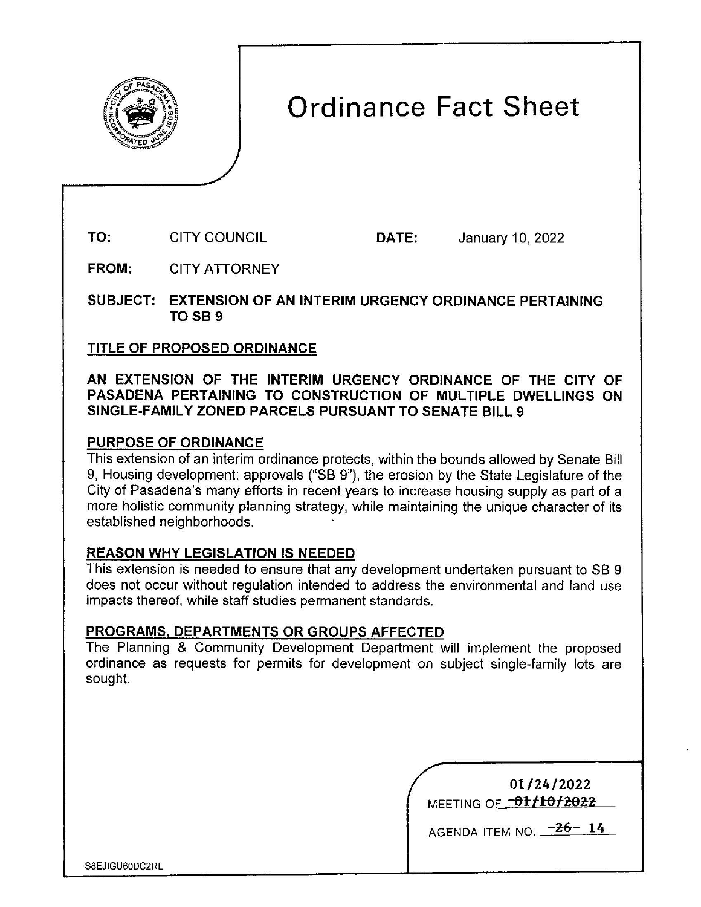# Ordinance Fact Sheet

**TO:** CITY COUNCIL **DATE:** January 10, 2022

**FROM:** CITY ATTORNEY

**SUBJECT: EXTENSION OF AN INTERIM URGENCY ORDINANCE PERTAINING TO SB 9**

## TITLE OF PROPOSED ORDINANCE

**AN EXTENSION OF THE INTERIM URGENCY ORDINANCE OF THE CITY OF PASADENA PERTAINING TO CONSTRUCTION OF MULTIPLE DWELLINGS ON SINGLE-FAMILY ZONED PARCELS PURSUANT TO SENATE BILL 9**

## PURPOSE OF ORDINANCE

This extension of an interim ordinance protects, within the bounds allowed by Senate Bill 9, Housing development: approvals ("SB 9"), the erosion by the State Legislature of the City of Pasadena's many efforts in recent years to increase housing supply as part of a more holistic community planning strategy, while maintaining the unique character of its established neighborhoods.

## REASON WHY LEGISLATION IS NEEDED

This extension is needed to ensure that any development undertaken pursuant to SB 9 does not occur without regulation intended to address the environmental and land use impacts thereof, while staff studies permanent standards.

## PROGRAMS, DEPARTMENTS OR GROUPS AFFECTED

The Planning & Community Development Department will implement the proposed ordinance as requests for permits for development on subject single-family lots are sought.

MEETING OF ~~01/10/2022~~ 01/24/2022

AGENDA ITEM NO. ~~26~~ 14

S8EJIGU60DC2RL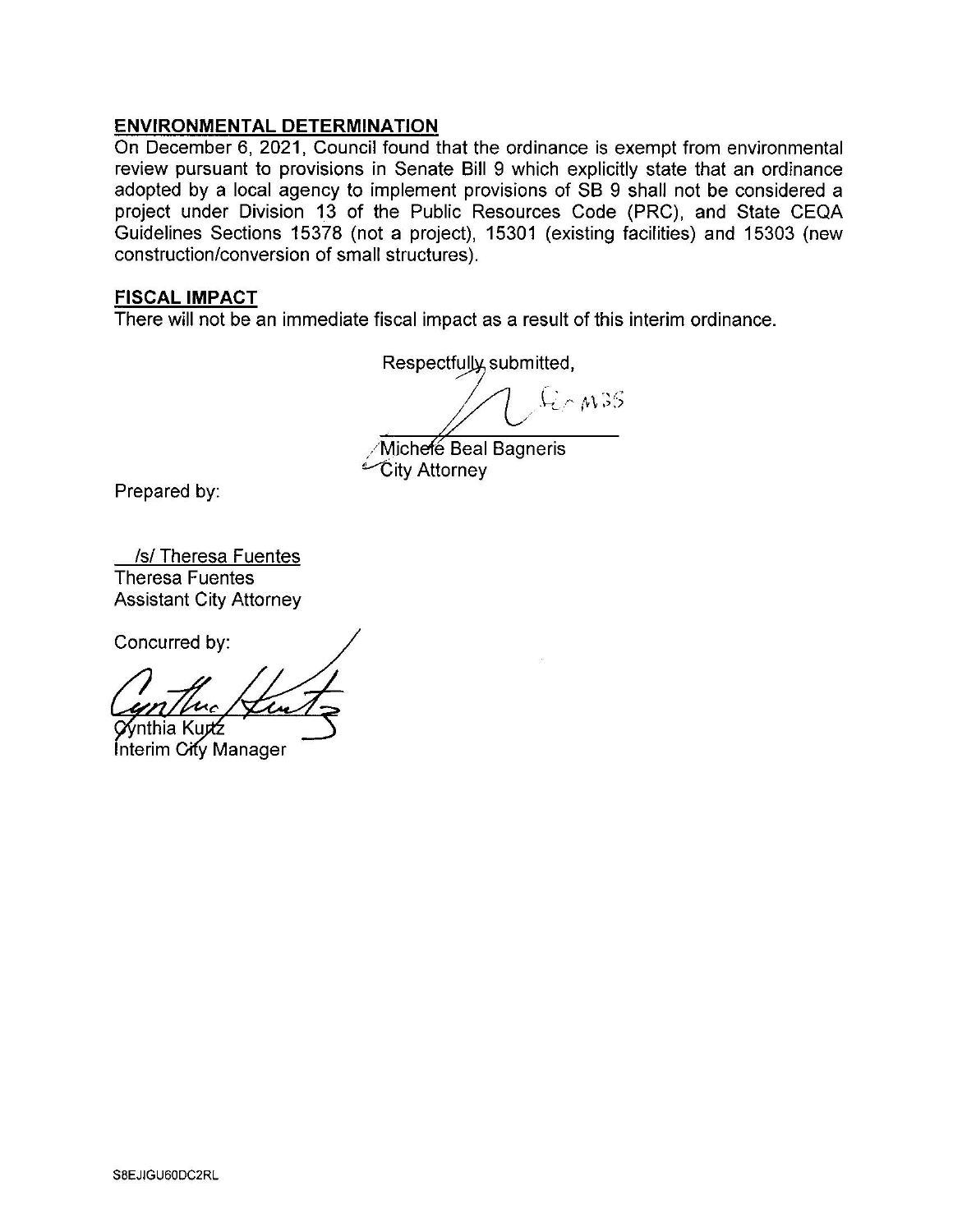## ENVIRONMENTAL DETERMINATION

On December 6, 2021, Council found that the ordinance is exempt from environmental review pursuant to provisions in Senate Bill 9 which explicitly state that an ordinance adopted by a local agency to implement provisions of SB 9 shall not be considered a project under Division 13 of the Public Resources Code (PRC), and State CEQA Guidelines Sections 15378 (not a project), 15301 (existing facilities) and 15303 (new construction/conversion of small structures).

## FISCAL IMPACT

There will not be an immediate fiscal impact as a result of this interim ordinance.

Respectfully submitted,

Michele Beal Bagneris
City Attorney

Prepared by:

/s/ Theresa Fuentes
Theresa Fuentes
Assistant City Attorney

Concurred by:

Cynthia Kurtz
Interim City Manager

S8EJIGU60DC2RL